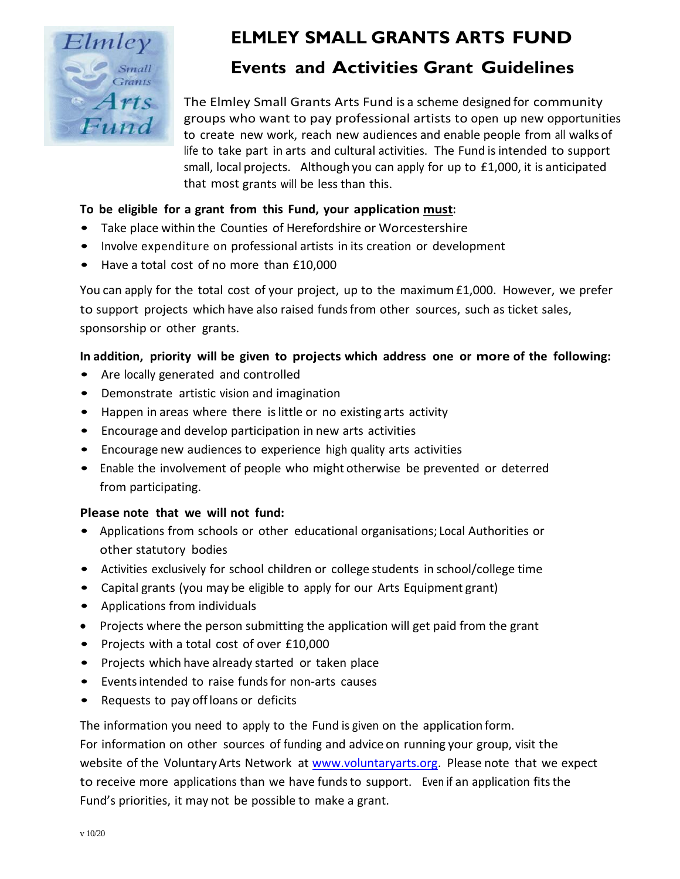# ELMLEY SMALL GRANTS ARTS FUND

## Events and Activities Grant Guidelines

The Elmley Small Grants Arts Fund is a scheme designed for community groups who want to pay professional artists to open up new opportunities to create new work, reach new audiences and enable people from all walks of life to take part in arts and cultural activities. The Fund is intended to support small, local projects. Although you can apply for up to £1,000, it is anticipated that most grants will be less than this.

**To be eligible for a grant from this Fund, your application <u>must</u>:**

- Take place within the Counties of Herefordshire or Worcestershire
- Involve expenditure on professional artists in its creation or development
- Have a total cost of no more than £10,000

You can apply for the total cost of your project, up to the maximum £1,000. However, we prefer to support projects which have also raised funds from other sources, such as ticket sales, sponsorship or other grants.

**In addition, priority will be given to projects which address one or more of the following:**

- Are locally generated and controlled
- Demonstrate artistic vision and imagination
- Happen in areas where there is little or no existing arts activity
- Encourage and develop participation in new arts activities
- Encourage new audiences to experience high quality arts activities
- Enable the involvement of people who might otherwise be prevented or deterred from participating.

**Please note that we will not fund:**

- Applications from schools or other educational organisations; Local Authorities or other statutory bodies
- Activities exclusively for school children or college students in school/college time
- Capital grants (you may be eligible to apply for our Arts Equipment grant)
- Applications from individuals
- Projects where the person submitting the application will get paid from the grant
- Projects with a total cost of over £10,000
- Projects which have already started or taken place
- Events intended to raise funds for non-arts causes
- Requests to pay off loans or deficits

The information you need to apply to the Fund is given on the application form.
For information on other sources of funding and advice on running your group, visit the website of the Voluntary Arts Network at [www.voluntaryarts.org](http://www.voluntaryarts.org). Please note that we expect to receive more applications than we have funds to support. Even if an application fits the Fund's priorities, it may not be possible to make a grant.

v 10/20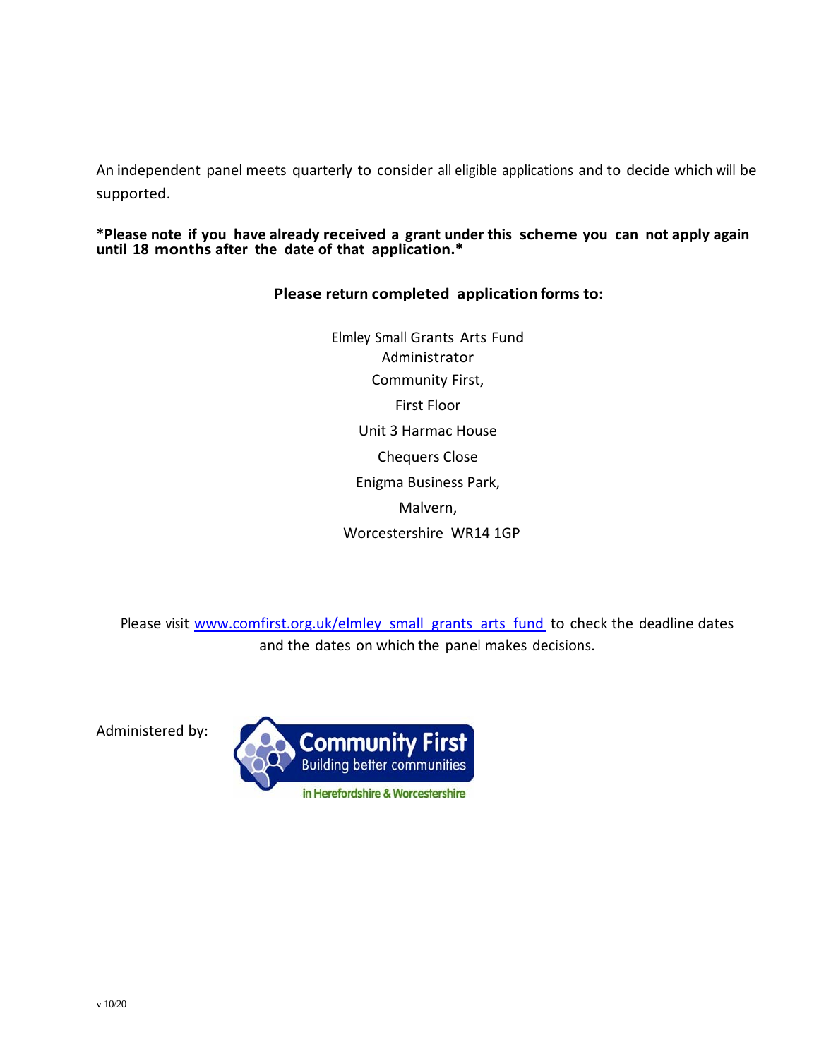An independent panel meets quarterly to consider all eligible applications and to decide which will be supported.

**\*Please note if you have already received a grant under this scheme you can not apply again until 18 months after the date of that application.\***

**Please return completed application forms to:**

Elmley Small Grants Arts Fund
Administrator
Community First,
First Floor
Unit 3 Harmac House
Chequers Close
Enigma Business Park,
Malvern,
Worcestershire WR14 1GP

Please visit [www.comfirst.org.uk/elmley_small_grants_arts_fund](http://www.comfirst.org.uk/elmley_small_grants_arts_fund) to check the deadline dates and the dates on which the panel makes decisions.

Administered by:

Community First
Building better communities
in Herefordshire & Worcestershire

v 10/20